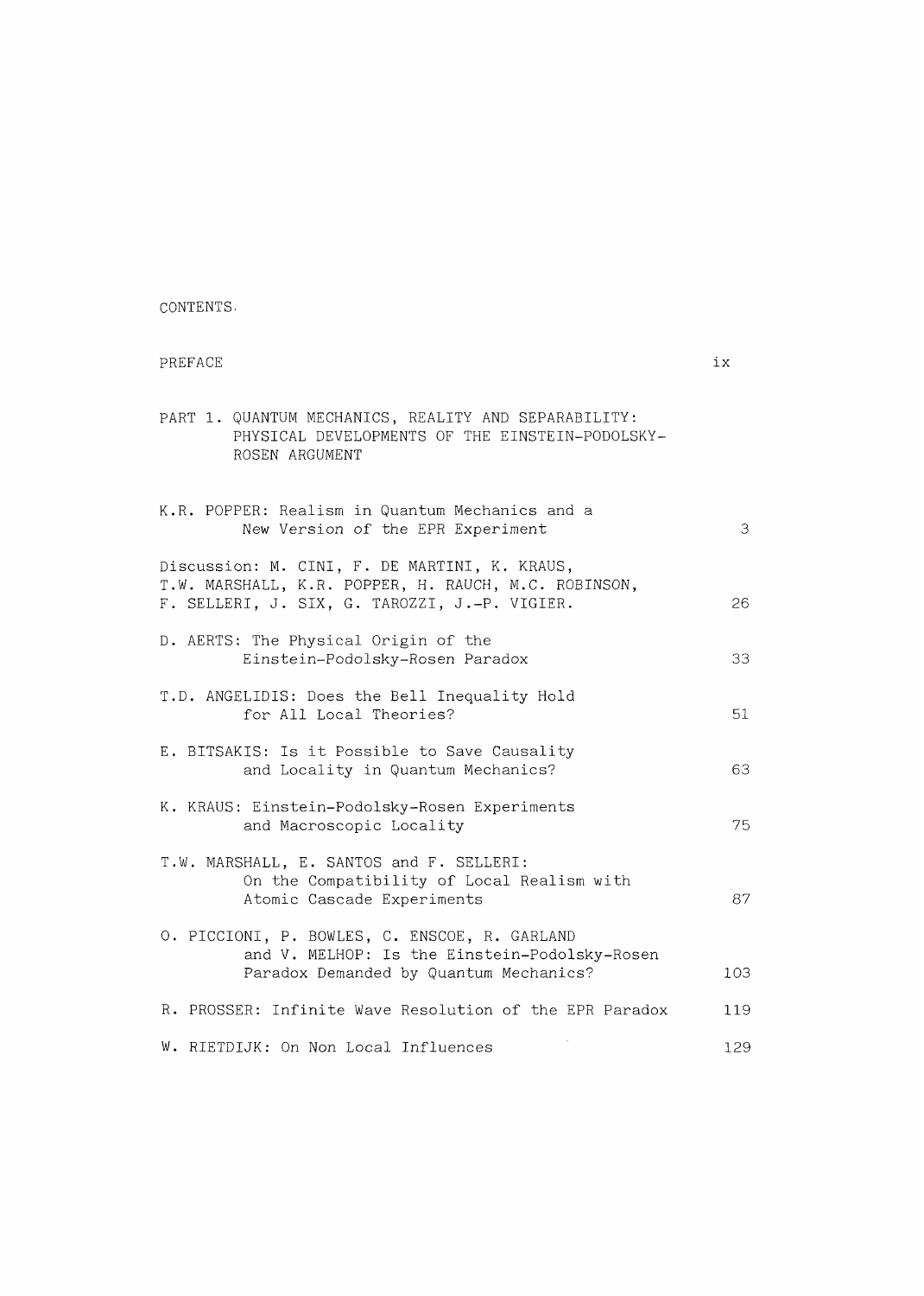# CONTENTS

| | |
|---|---|
| PREFACE | ix |
| **PART 1. QUANTUM MECHANICS, REALITY AND SEPARABILITY: PHYSICAL DEVELOPMENTS OF THE EINSTEIN-PODOLSKY-ROSEN ARGUMENT** | |
| K.R. POPPER: Realism in Quantum Mechanics and a New Version of the EPR Experiment | 3 |
| Discussion: M. CINI, F. DE MARTINI, K. KRAUS, T.W. MARSHALL, K.R. POPPER, H. RAUCH, M.C. ROBINSON, F. SELLERI, J. SIX, G. TAROZZI, J.-P. VIGIER. | 26 |
| D. AERTS: The Physical Origin of the Einstein-Podolsky-Rosen Paradox | 33 |
| T.D. ANGELIDIS: Does the Bell Inequality Hold for All Local Theories? | 51 |
| E. BITSAKIS: Is it Possible to Save Causality and Locality in Quantum Mechanics? | 63 |
| K. KRAUS: Einstein-Podolsky-Rosen Experiments and Macroscopic Locality | 75 |
| T.W. MARSHALL, E. SANTOS and F. SELLERI: On the Compatibility of Local Realism with Atomic Cascade Experiments | 87 |
| O. PICCIONI, P. BOWLES, C. ENSCOE, R. GARLAND and V. MELHOP: Is the Einstein-Podolsky-Rosen Paradox Demanded by Quantum Mechanics? | 103 |
| R. PROSSER: Infinite Wave Resolution of the EPR Paradox | 119 |
| W. RIETDIJK: On Non Local Influences | 129 |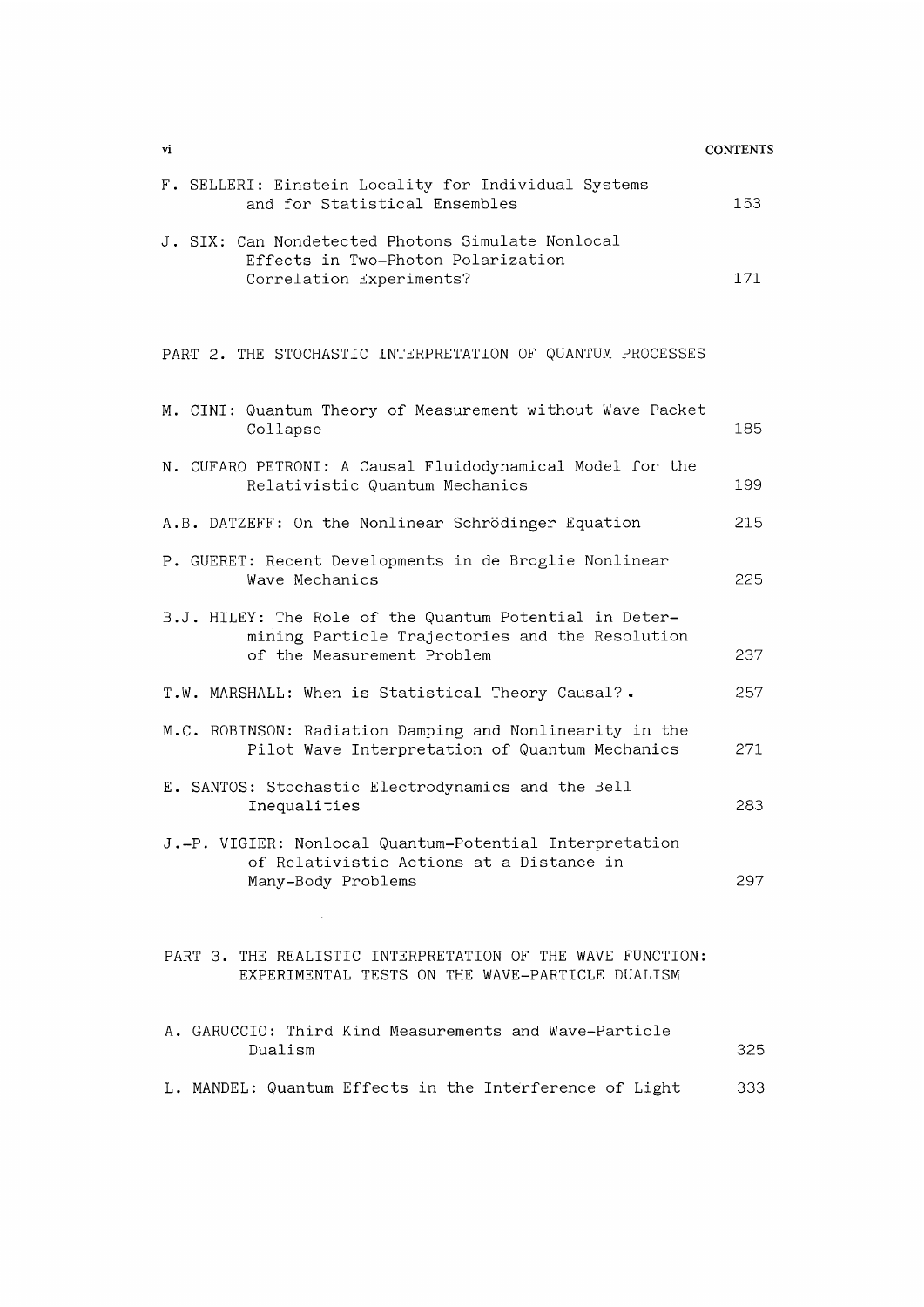F. SELLERI: Einstein Locality for Individual Systems and for Statistical Ensembles — 153

J. SIX: Can Nondetected Photons Simulate Nonlocal Effects in Two-Photon Polarization Correlation Experiments? — 171

## PART 2. THE STOCHASTIC INTERPRETATION OF QUANTUM PROCESSES

M. CINI: Quantum Theory of Measurement without Wave Packet Collapse — 185

N. CUFARO PETRONI: A Causal Fluidodynamical Model for the Relativistic Quantum Mechanics — 199

A.B. DATZEFF: On the Nonlinear Schrödinger Equation — 215

P. GUERET: Recent Developments in de Broglie Nonlinear Wave Mechanics — 225

B.J. HILEY: The Role of the Quantum Potential in Determining Particle Trajectories and the Resolution of the Measurement Problem — 237

T.W. MARSHALL: When is Statistical Theory Causal? — 257

M.C. ROBINSON: Radiation Damping and Nonlinearity in the Pilot Wave Interpretation of Quantum Mechanics — 271

E. SANTOS: Stochastic Electrodynamics and the Bell Inequalities — 283

J.-P. VIGIER: Nonlocal Quantum-Potential Interpretation of Relativistic Actions at a Distance in Many-Body Problems — 297

## PART 3. THE REALISTIC INTERPRETATION OF THE WAVE FUNCTION: EXPERIMENTAL TESTS ON THE WAVE-PARTICLE DUALISM

A. GARUCCIO: Third Kind Measurements and Wave-Particle Dualism — 325

L. MANDEL: Quantum Effects in the Interference of Light — 333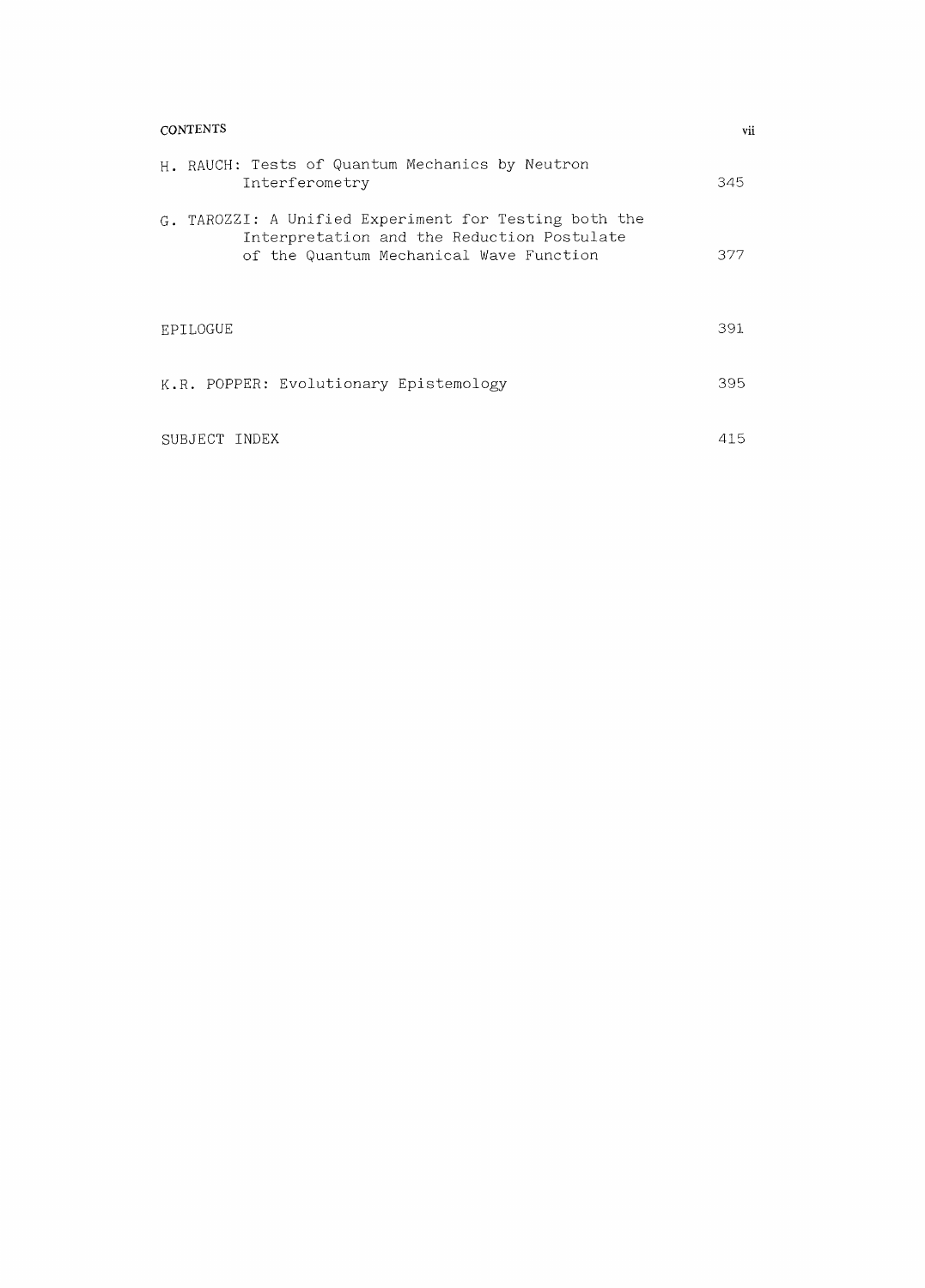H. RAUCH: Tests of Quantum Mechanics by Neutron Interferometry 345

G. TAROZZI: A Unified Experiment for Testing both the Interpretation and the Reduction Postulate of the Quantum Mechanical Wave Function 377

EPILOGUE 391

K.R. POPPER: Evolutionary Epistemology 395

SUBJECT INDEX 415